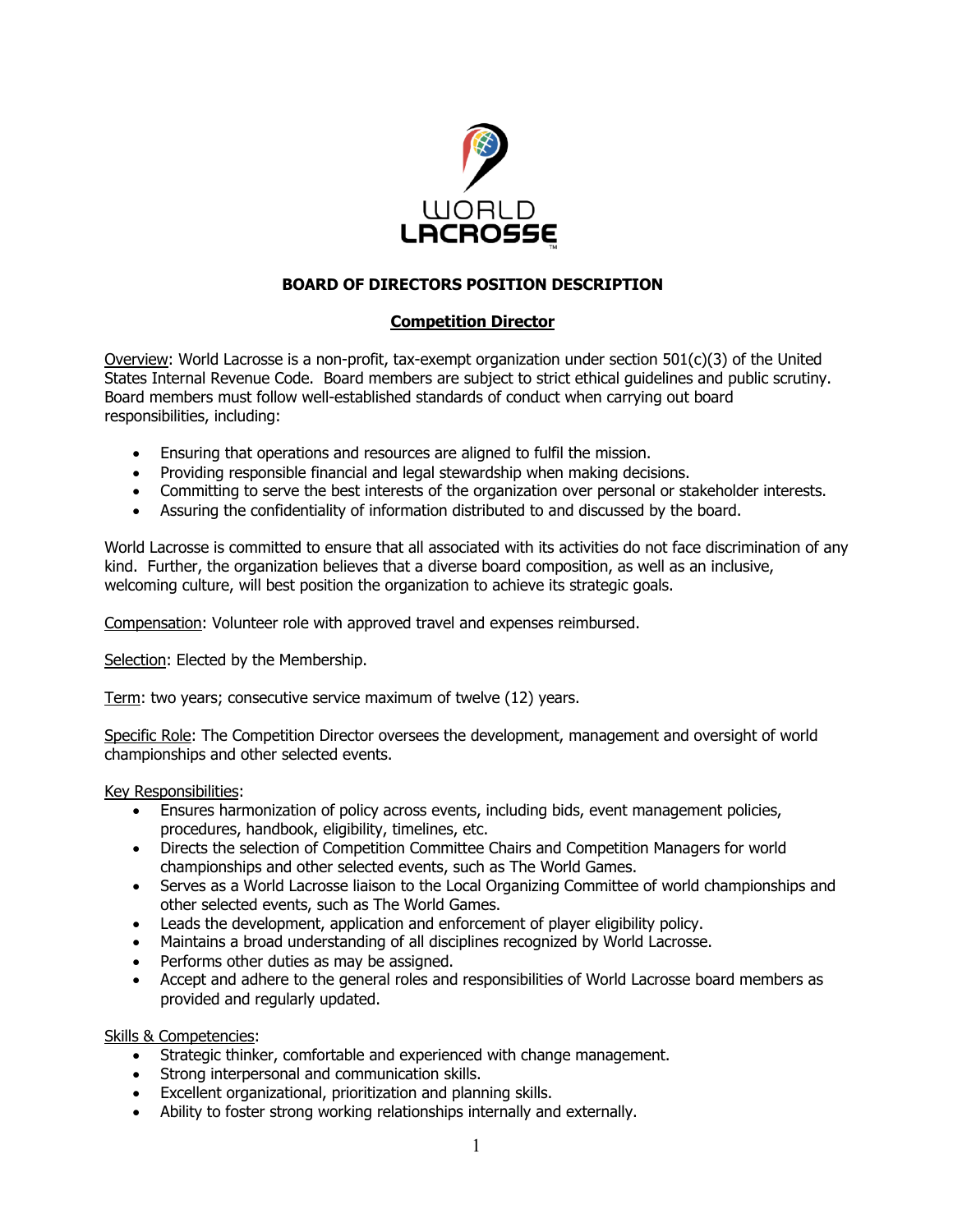# BOARD OF DIRECTORS POSITION DESCRIPTION

## Competition Director

Overview: World Lacrosse is a non-profit, tax-exempt organization under section 501(c)(3) of the United States Internal Revenue Code. Board members are subject to strict ethical guidelines and public scrutiny. Board members must follow well-established standards of conduct when carrying out board responsibilities, including:

- Ensuring that operations and resources are aligned to fulfil the mission.
- Providing responsible financial and legal stewardship when making decisions.
- Committing to serve the best interests of the organization over personal or stakeholder interests.
- Assuring the confidentiality of information distributed to and discussed by the board.

World Lacrosse is committed to ensure that all associated with its activities do not face discrimination of any kind. Further, the organization believes that a diverse board composition, as well as an inclusive, welcoming culture, will best position the organization to achieve its strategic goals.

Compensation: Volunteer role with approved travel and expenses reimbursed.

Selection: Elected by the Membership.

Term: two years; consecutive service maximum of twelve (12) years.

Specific Role: The Competition Director oversees the development, management and oversight of world championships and other selected events.

Key Responsibilities:

- Ensures harmonization of policy across events, including bids, event management policies, procedures, handbook, eligibility, timelines, etc.
- Directs the selection of Competition Committee Chairs and Competition Managers for world championships and other selected events, such as The World Games.
- Serves as a World Lacrosse liaison to the Local Organizing Committee of world championships and other selected events, such as The World Games.
- Leads the development, application and enforcement of player eligibility policy.
- Maintains a broad understanding of all disciplines recognized by World Lacrosse.
- Performs other duties as may be assigned.
- Accept and adhere to the general roles and responsibilities of World Lacrosse board members as provided and regularly updated.

Skills & Competencies:

- Strategic thinker, comfortable and experienced with change management.
- Strong interpersonal and communication skills.
- Excellent organizational, prioritization and planning skills.
- Ability to foster strong working relationships internally and externally.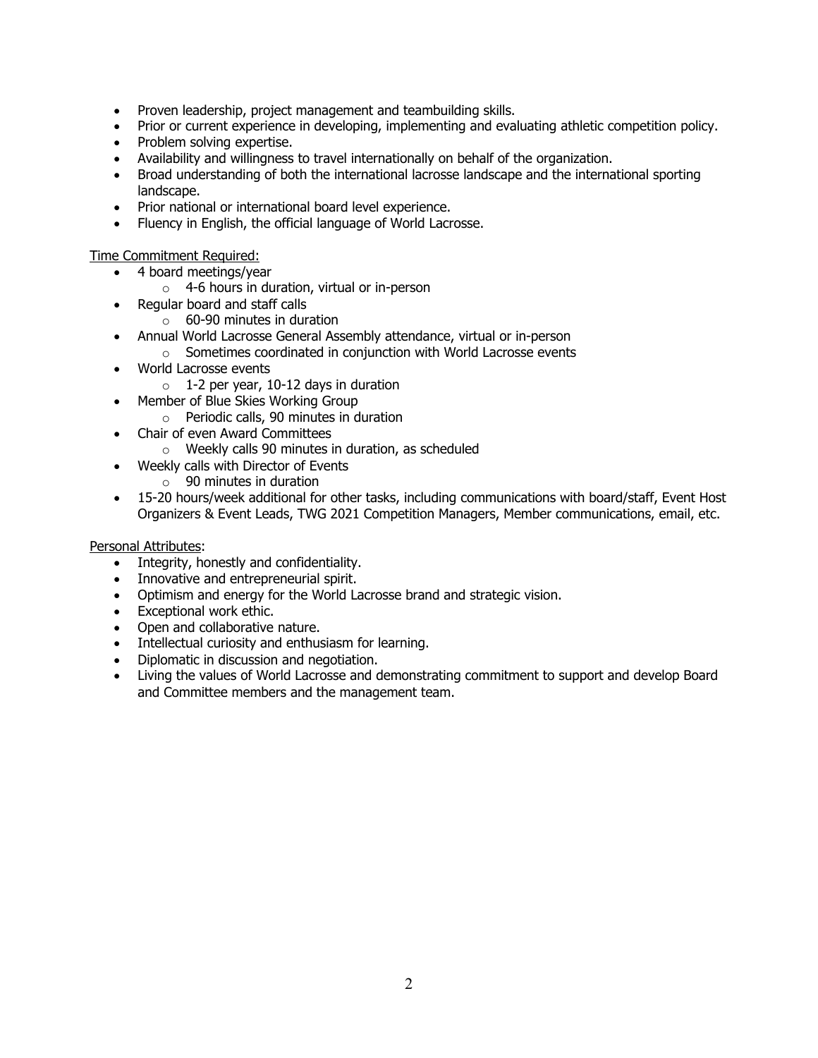- Proven leadership, project management and teambuilding skills.
- Prior or current experience in developing, implementing and evaluating athletic competition policy.
- Problem solving expertise.
- Availability and willingness to travel internationally on behalf of the organization.
- Broad understanding of both the international lacrosse landscape and the international sporting landscape.
- Prior national or international board level experience.
- Fluency in English, the official language of World Lacrosse.

<u>Time Commitment Required:</u>

- 4 board meetings/year
  - 4-6 hours in duration, virtual or in-person
- Regular board and staff calls
  - 60-90 minutes in duration
- Annual World Lacrosse General Assembly attendance, virtual or in-person
  - Sometimes coordinated in conjunction with World Lacrosse events
- World Lacrosse events
  - 1-2 per year, 10-12 days in duration
- Member of Blue Skies Working Group
  - Periodic calls, 90 minutes in duration
- Chair of even Award Committees
  - Weekly calls 90 minutes in duration, as scheduled
- Weekly calls with Director of Events
  - 90 minutes in duration
- 15-20 hours/week additional for other tasks, including communications with board/staff, Event Host Organizers & Event Leads, TWG 2021 Competition Managers, Member communications, email, etc.

<u>Personal Attributes</u>:

- Integrity, honestly and confidentiality.
- Innovative and entrepreneurial spirit.
- Optimism and energy for the World Lacrosse brand and strategic vision.
- Exceptional work ethic.
- Open and collaborative nature.
- Intellectual curiosity and enthusiasm for learning.
- Diplomatic in discussion and negotiation.
- Living the values of World Lacrosse and demonstrating commitment to support and develop Board and Committee members and the management team.